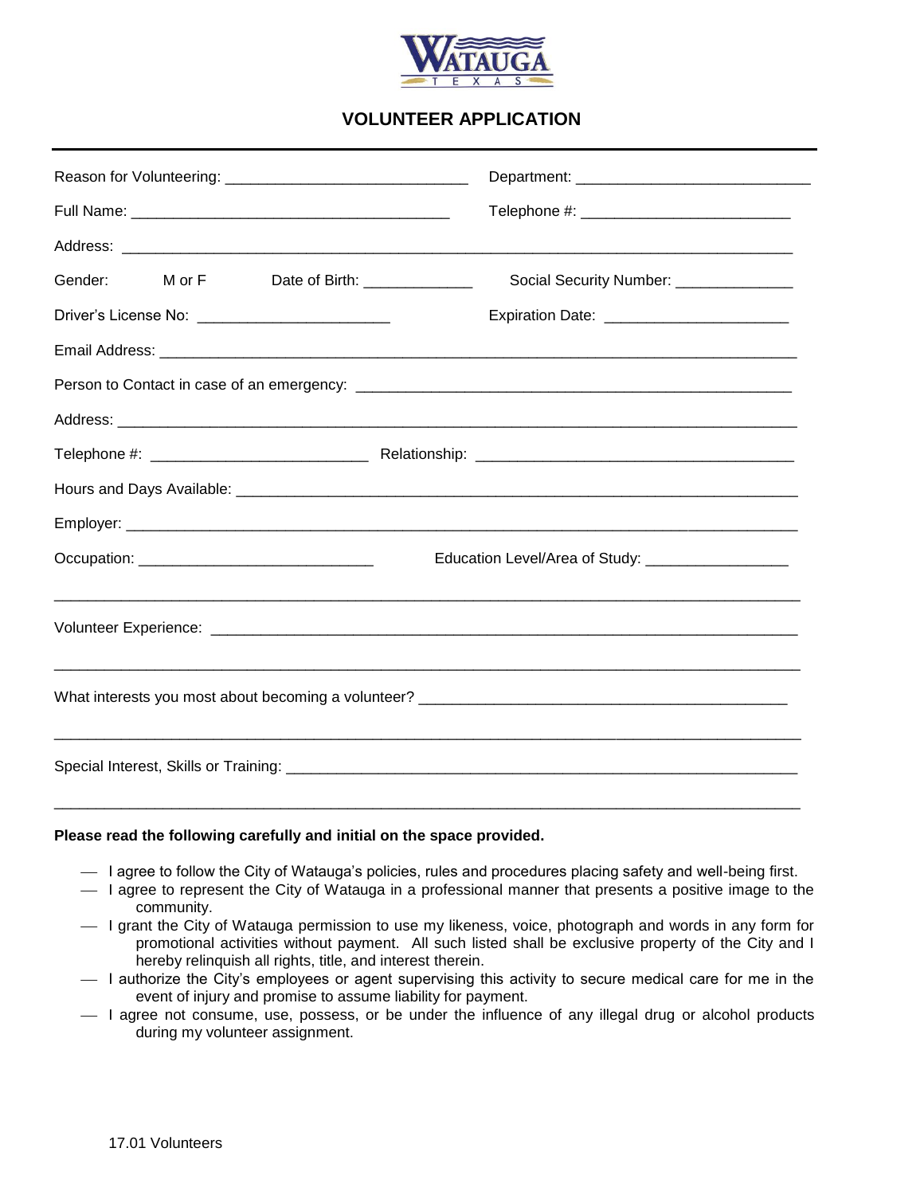# VOLUNTEER APPLICATION

Reason for Volunteering: ______________________________ Department: ____________________________

Full Name: ______________________________________ Telephone #: _________________________

Address: ________________________________________________________________________________

Gender: M or F Date of Birth: _____________ Social Security Number: ______________

Driver's License No: _______________________ Expiration Date: ______________________

Email Address: __________________________________________________________________________

Person to Contact in case of an emergency: _____________________________________________________

Address: ________________________________________________________________________________

Telephone #: __________________________ Relationship: ______________________________________

Hours and Days Available: ____________________________________________________________________

Employer: _______________________________________________________________________________

Occupation: ____________________________ Education Level/Area of Study: _________________

_________________________________________________________________________________________

Volunteer Experience: ________________________________________________________________________

_________________________________________________________________________________________

What interests you most about becoming a volunteer? ____________________________________________

_________________________________________________________________________________________

Special Interest, Skills or Training: _________________________________________________________

_________________________________________________________________________________________

**Please read the following carefully and initial on the space provided.**

- I agree to follow the City of Watauga's policies, rules and procedures placing safety and well-being first.
- I agree to represent the City of Watauga in a professional manner that presents a positive image to the community.
- I grant the City of Watauga permission to use my likeness, voice, photograph and words in any form for promotional activities without payment. All such listed shall be exclusive property of the City and I hereby relinquish all rights, title, and interest therein.
- I authorize the City's employees or agent supervising this activity to secure medical care for me in the event of injury and promise to assume liability for payment.
- I agree not consume, use, possess, or be under the influence of any illegal drug or alcohol products during my volunteer assignment.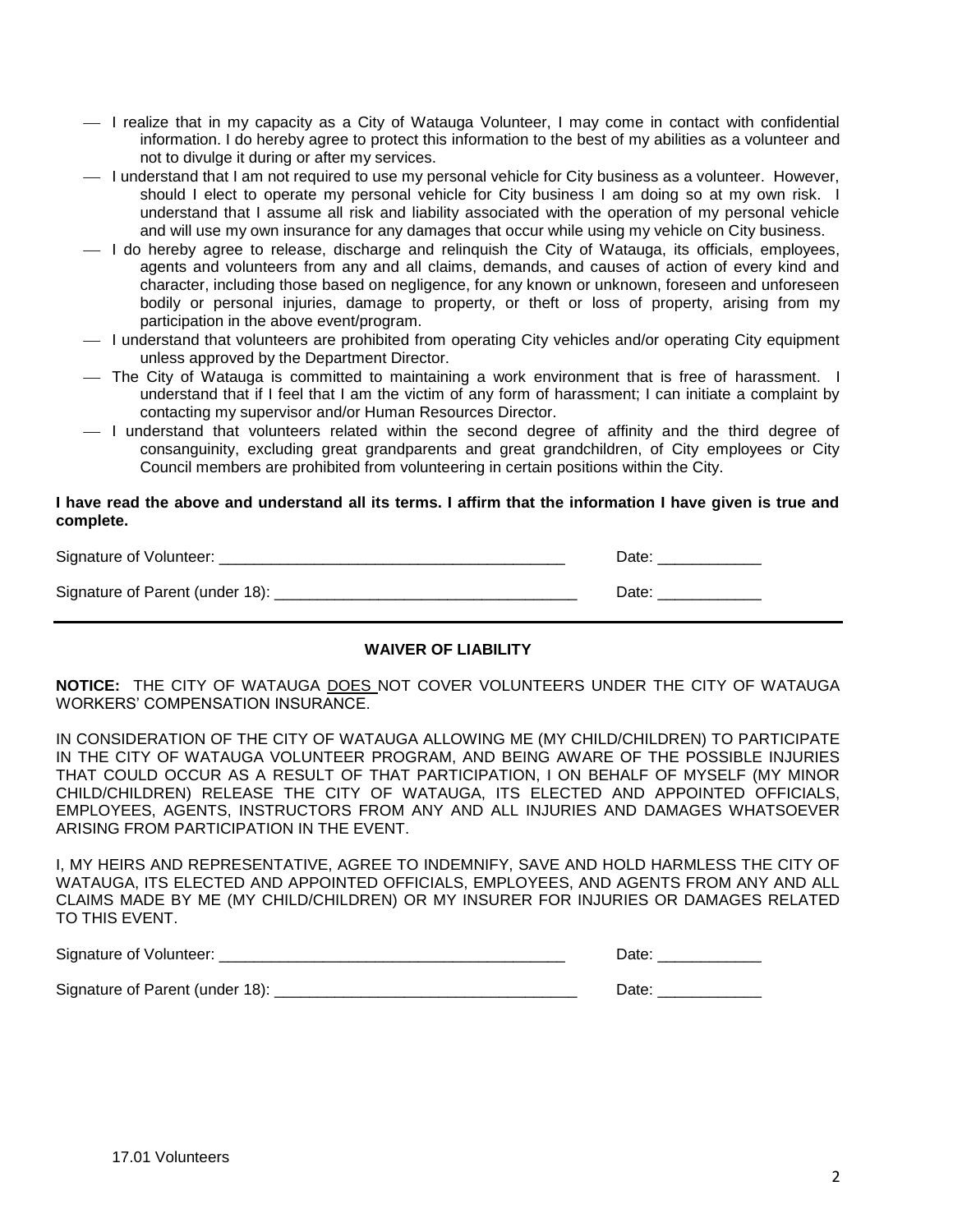- I realize that in my capacity as a City of Watauga Volunteer, I may come in contact with confidential information. I do hereby agree to protect this information to the best of my abilities as a volunteer and not to divulge it during or after my services.
- I understand that I am not required to use my personal vehicle for City business as a volunteer. However, should I elect to operate my personal vehicle for City business I am doing so at my own risk. I understand that I assume all risk and liability associated with the operation of my personal vehicle and will use my own insurance for any damages that occur while using my vehicle on City business.
- I do hereby agree to release, discharge and relinquish the City of Watauga, its officials, employees, agents and volunteers from any and all claims, demands, and causes of action of every kind and character, including those based on negligence, for any known or unknown, foreseen and unforeseen bodily or personal injuries, damage to property, or theft or loss of property, arising from my participation in the above event/program.
- I understand that volunteers are prohibited from operating City vehicles and/or operating City equipment unless approved by the Department Director.
- The City of Watauga is committed to maintaining a work environment that is free of harassment. I understand that if I feel that I am the victim of any form of harassment; I can initiate a complaint by contacting my supervisor and/or Human Resources Director.
- I understand that volunteers related within the second degree of affinity and the third degree of consanguinity, excluding great grandparents and great grandchildren, of City employees or City Council members are prohibited from volunteering in certain positions within the City.

**I have read the above and understand all its terms. I affirm that the information I have given is true and complete.**

Signature of Volunteer: ________________________________________ Date: ____________

Signature of Parent (under 18): ___________________________________ Date: ____________

---

## WAIVER OF LIABILITY

**NOTICE:** THE CITY OF WATAUGA DOES NOT COVER VOLUNTEERS UNDER THE CITY OF WATAUGA WORKERS' COMPENSATION INSURANCE.

IN CONSIDERATION OF THE CITY OF WATAUGA ALLOWING ME (MY CHILD/CHILDREN) TO PARTICIPATE IN THE CITY OF WATAUGA VOLUNTEER PROGRAM, AND BEING AWARE OF THE POSSIBLE INJURIES THAT COULD OCCUR AS A RESULT OF THAT PARTICIPATION, I ON BEHALF OF MYSELF (MY MINOR CHILD/CHILDREN) RELEASE THE CITY OF WATAUGA, ITS ELECTED AND APPOINTED OFFICIALS, EMPLOYEES, AGENTS, INSTRUCTORS FROM ANY AND ALL INJURIES AND DAMAGES WHATSOEVER ARISING FROM PARTICIPATION IN THE EVENT.

I, MY HEIRS AND REPRESENTATIVE, AGREE TO INDEMNIFY, SAVE AND HOLD HARMLESS THE CITY OF WATAUGA, ITS ELECTED AND APPOINTED OFFICIALS, EMPLOYEES, AND AGENTS FROM ANY AND ALL CLAIMS MADE BY ME (MY CHILD/CHILDREN) OR MY INSURER FOR INJURIES OR DAMAGES RELATED TO THIS EVENT.

Signature of Volunteer: ________________________________________ Date: ____________

Signature of Parent (under 18): ___________________________________ Date: ____________

17.01 Volunteers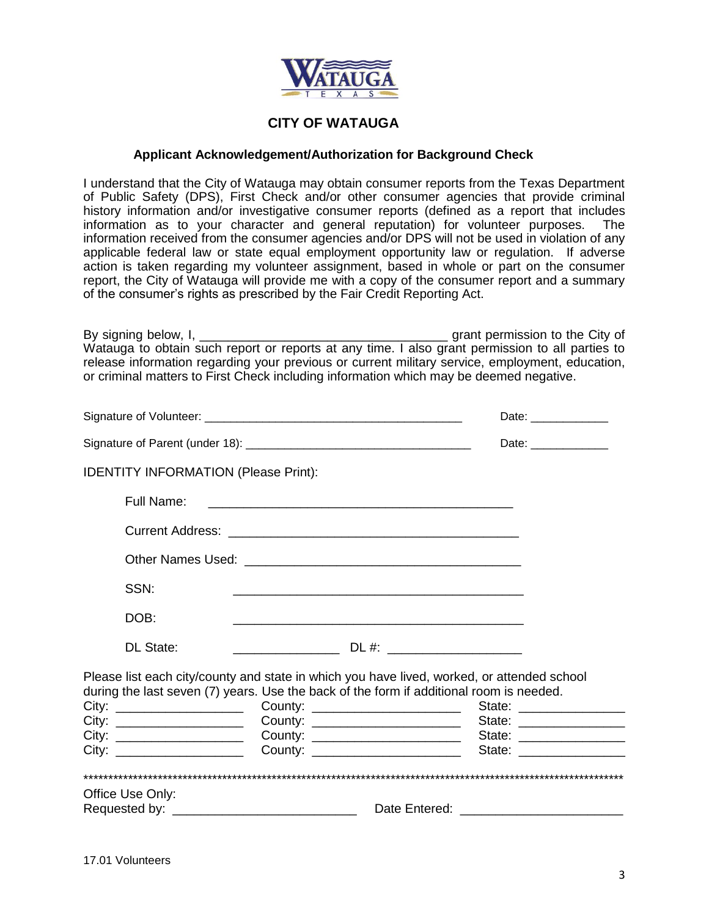WATAUGA
TEXAS

## CITY OF WATAUGA

### Applicant Acknowledgement/Authorization for Background Check

I understand that the City of Watauga may obtain consumer reports from the Texas Department of Public Safety (DPS), First Check and/or other consumer agencies that provide criminal history information and/or investigative consumer reports (defined as a report that includes information as to your character and general reputation) for volunteer purposes. The information received from the consumer agencies and/or DPS will not be used in violation of any applicable federal law or state equal employment opportunity law or regulation. If adverse action is taken regarding my volunteer assignment, based in whole or part on the consumer report, the City of Watauga will provide me with a copy of the consumer report and a summary of the consumer's rights as prescribed by the Fair Credit Reporting Act.

By signing below, I, __________________________________ grant permission to the City of Watauga to obtain such report or reports at any time. I also grant permission to all parties to release information regarding your previous or current military service, employment, education, or criminal matters to First Check including information which may be deemed negative.

Signature of Volunteer: ________________________________________ Date: ____________

Signature of Parent (under 18): ___________________________________ Date: ____________

IDENTITY INFORMATION (Please Print):

Full Name: ___________________________________________

Current Address: ________________________________________

Other Names Used: ______________________________________

SSN: ________________________________________

DOB: ________________________________________

DL State: _______________ DL #: ___________________

Please list each city/county and state in which you have lived, worked, or attended school during the last seven (7) years. Use the back of the form if additional room is needed.

City: __________________ County: _____________________ State: _______________
City: __________________ County: _____________________ State: _______________
City: __________________ County: _____________________ State: _______________
City: __________________ County: _____________________ State: _______________

******************************************************************************************************************

Office Use Only:
Requested by: _________________________ Date Entered: ______________________

17.01 Volunteers